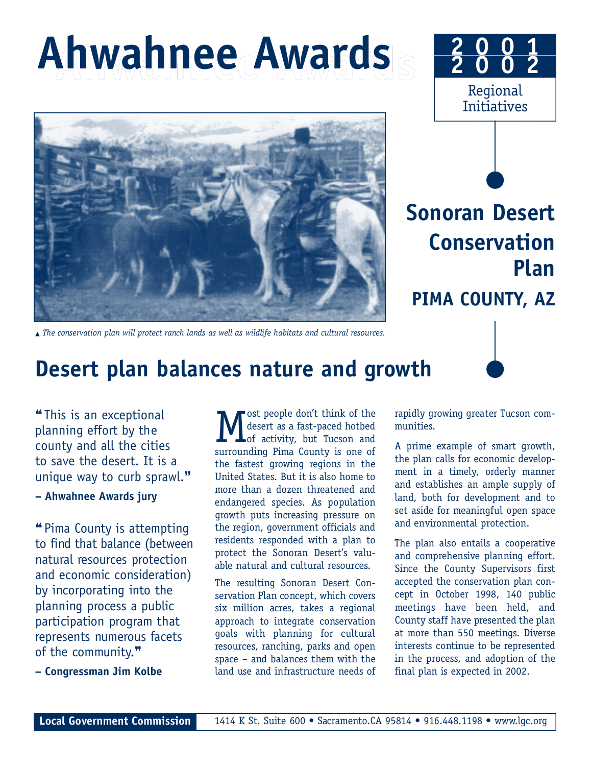# Ahwahnee Awards

**2001 2002**

Regional Initiatives

## Sonoran Desert Conservation Plan

**PIMA COUNTY, AZ**

▲ *The conservation plan will protect ranch lands as well as wildlife habitats and cultural resources.*

# Desert plan balances nature and growth

"This is an exceptional planning effort by the county and all the cities to save the desert. It is a unique way to curb sprawl."

**– Ahwahnee Awards jury**

"Pima County is attempting to find that balance (between natural resources protection and economic consideration) by incorporating into the planning process a public participation program that represents numerous facets of the community."

**– Congressman Jim Kolbe**

Most people don't think of the desert as a fast-paced hotbed of activity, but Tucson and surrounding Pima County is one of the fastest growing regions in the United States. But it is also home to more than a dozen threatened and endangered species. As population growth puts increasing pressure on the region, government officials and residents responded with a plan to protect the Sonoran Desert's valuable natural and cultural resources.

The resulting Sonoran Desert Conservation Plan concept, which covers six million acres, takes a regional approach to integrate conservation goals with planning for cultural resources, ranching, parks and open space – and balances them with the land use and infrastructure needs of rapidly growing greater Tucson communities.

A prime example of smart growth, the plan calls for economic development in a timely, orderly manner and establishes an ample supply of land, both for development and to set aside for meaningful open space and environmental protection.

The plan also entails a cooperative and comprehensive planning effort. Since the County Supervisors first accepted the conservation plan concept in October 1998, 140 public meetings have been held, and County staff have presented the plan at more than 550 meetings. Diverse interests continue to be represented in the process, and adoption of the final plan is expected in 2002.

**Local Government Commission** 1414 K St. Suite 600 • Sacramento.CA 95814 • 916.448.1198 • www.lgc.org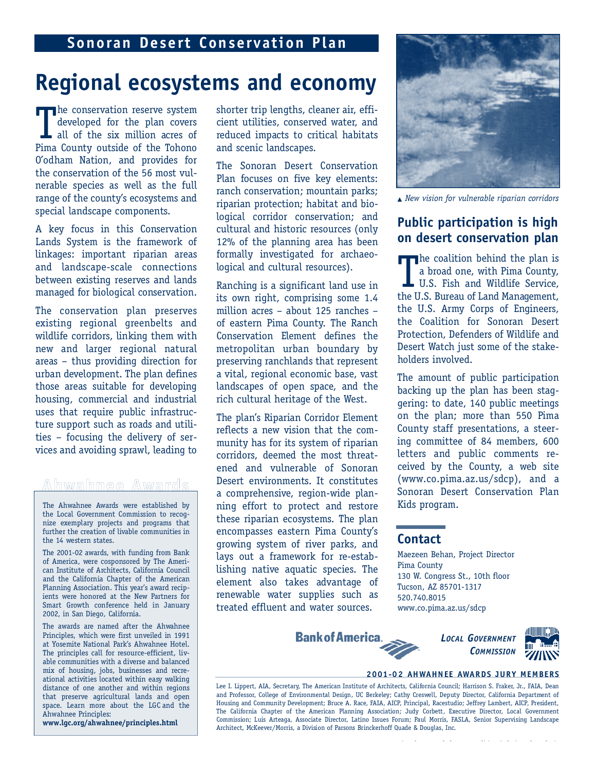## Sonoran Desert Conservation Plan

# Regional ecosystems and economy

The conservation reserve system developed for the plan covers all of the six million acres of Pima County outside of the Tohono O'odham Nation, and provides for the conservation of the 56 most vulnerable species as well as the full range of the county's ecosystems and special landscape components.

A key focus in this Conservation Lands System is the framework of linkages: important riparian areas and landscape-scale connections between existing reserves and lands managed for biological conservation.

The conservation plan preserves existing regional greenbelts and wildlife corridors, linking them with new and larger regional natural areas – thus providing direction for urban development. The plan defines those areas suitable for developing housing, commercial and industrial uses that require public infrastructure support such as roads and utilities – focusing the delivery of services and avoiding sprawl, leading to shorter trip lengths, cleaner air, efficient utilities, conserved water, and reduced impacts to critical habitats and scenic landscapes.

The Sonoran Desert Conservation Plan focuses on five key elements: ranch conservation; mountain parks; riparian protection; habitat and biological corridor conservation; and cultural and historic resources (only 12% of the planning area has been formally investigated for archaeological and cultural resources).

Ranching is a significant land use in its own right, comprising some 1.4 million acres – about 125 ranches – of eastern Pima County. The Ranch Conservation Element defines the metropolitan urban boundary by preserving ranchlands that represent a vital, regional economic base, vast landscapes of open space, and the rich cultural heritage of the West.

The plan's Riparian Corridor Element reflects a new vision that the community has for its system of riparian corridors, deemed the most threatened and vulnerable of Sonoran Desert environments. It constitutes a comprehensive, region-wide planning effort to protect and restore these riparian ecosystems. The plan encompasses eastern Pima County's growing system of river parks, and lays out a framework for re-establishing native aquatic species. The element also takes advantage of renewable water supplies such as treated effluent and water sources.

▲ *New vision for vulnerable riparian corridors*

## Public participation is high on desert conservation plan

The coalition behind the plan is a broad one, with Pima County, U.S. Fish and Wildlife Service, the U.S. Bureau of Land Management, the U.S. Army Corps of Engineers, the Coalition for Sonoran Desert Protection, Defenders of Wildlife and Desert Watch just some of the stakeholders involved.

The amount of public participation backing up the plan has been staggering: to date, 140 public meetings on the plan; more than 550 Pima County staff presentations, a steering committee of 84 members, 600 letters and public comments received by the County, a web site (www.co.pima.az.us/sdcp), and a Sonoran Desert Conservation Plan Kids program.

## Contact

Maezeen Behan, Project Director
Pima County
130 W. Congress St., 10th floor
Tucson, AZ 85701-1317
520.740.8015
www.co.pima.az.us/sdcp

### Ahwahnee Awards

The Ahwahnee Awards were established by the Local Government Commission to recognize exemplary projects and programs that further the creation of livable communities in the 14 western states.

The 2001-02 awards, with funding from Bank of America, were cosponsored by The American Institute of Architects, California Council and the California Chapter of the American Planning Association. This year's award recipients were honored at the New Partners for Smart Growth conference held in January 2002, in San Diego, California.

The awards are named after the Ahwahnee Principles, which were first unveiled in 1991 at Yosemite National Park's Ahwahnee Hotel. The principles call for resource-efficient, livable communities with a diverse and balanced mix of housing, jobs, businesses and recreational activities located within easy walking distance of one another and within regions that preserve agricultural lands and open space. Learn more about the LGC and the Ahwahnee Principles:
**www.lgc.org/ahwahnee/principles.html**

Bank of America

Local Government Commission

**2001-02 AHWAHNEE AWARDS JURY MEMBERS**

Lee I. Lippert, AIA, Secretary, The American Institute of Architects, California Council; Harrison S. Fraker, Jr., FAIA, Dean and Professor, College of Environmental Design, UC Berkeley; Cathy Creswell, Deputy Director, California Department of Housing and Community Development; Bruce A. Race, FAIA, AICP, Principal, Racestudio; Jeffrey Lambert, AICP, President, The California Chapter of the American Planning Association; Judy Corbett, Executive Director, Local Government Commission; Luis Arteaga, Associate Director, Latino Issues Forum; Paul Morris, FASLA, Senior Supervising Landscape Architect, McKeever/Morris, a Division of Parsons Brinckerhoff Quade & Douglas, Inc.